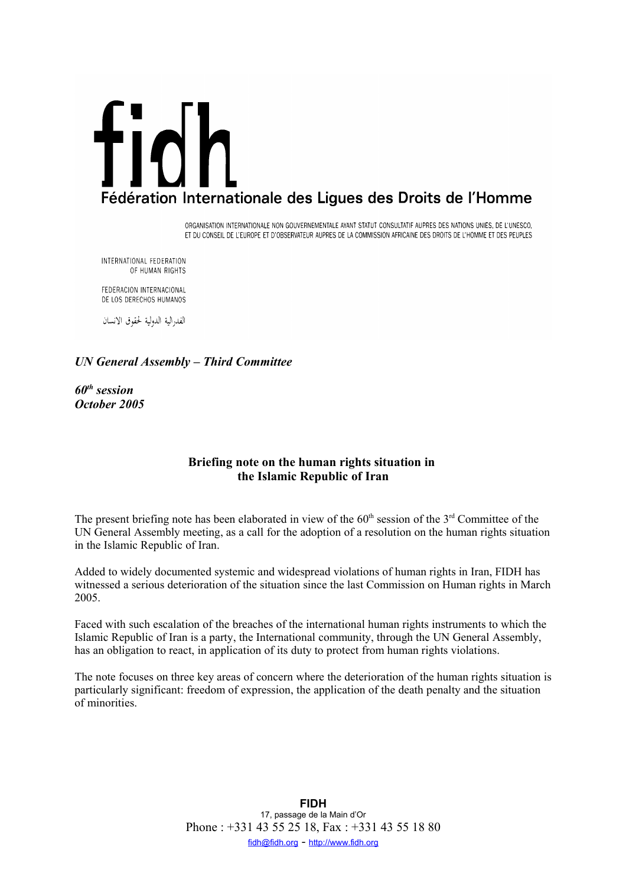# fidh

Fédération Internationale des Ligues des Droits de l'Homme

ORGANISATION INTERNATIONALE NON GOUVERNEMENTALE AYANT STATUT CONSULTATIF AUPRES DES NATIONS UNIES, DE L'UNESCO, ET DU CONSEIL DE L'EUROPE ET D'OBSERVATEUR AUPRES DE LA COMMISSION AFRICAINE DES DROITS DE L'HOMME ET DES PEUPLES

INTERNATIONAL FEDERATION OF HUMAN RIGHTS

FEDERACION INTERNACIONAL DE LOS DERECHOS HUMANOS

الفدرالية الدولية لحقوق الانسان

***UN General Assembly – Third Committee***

***60th session***
***October 2005***

## Briefing note on the human rights situation in the Islamic Republic of Iran

The present briefing note has been elaborated in view of the 60th session of the 3rd Committee of the UN General Assembly meeting, as a call for the adoption of a resolution on the human rights situation in the Islamic Republic of Iran.

Added to widely documented systemic and widespread violations of human rights in Iran, FIDH has witnessed a serious deterioration of the situation since the last Commission on Human rights in March 2005.

Faced with such escalation of the breaches of the international human rights instruments to which the Islamic Republic of Iran is a party, the International community, through the UN General Assembly, has an obligation to react, in application of its duty to protect from human rights violations.

The note focuses on three key areas of concern where the deterioration of the human rights situation is particularly significant: freedom of expression, the application of the death penalty and the situation of minorities.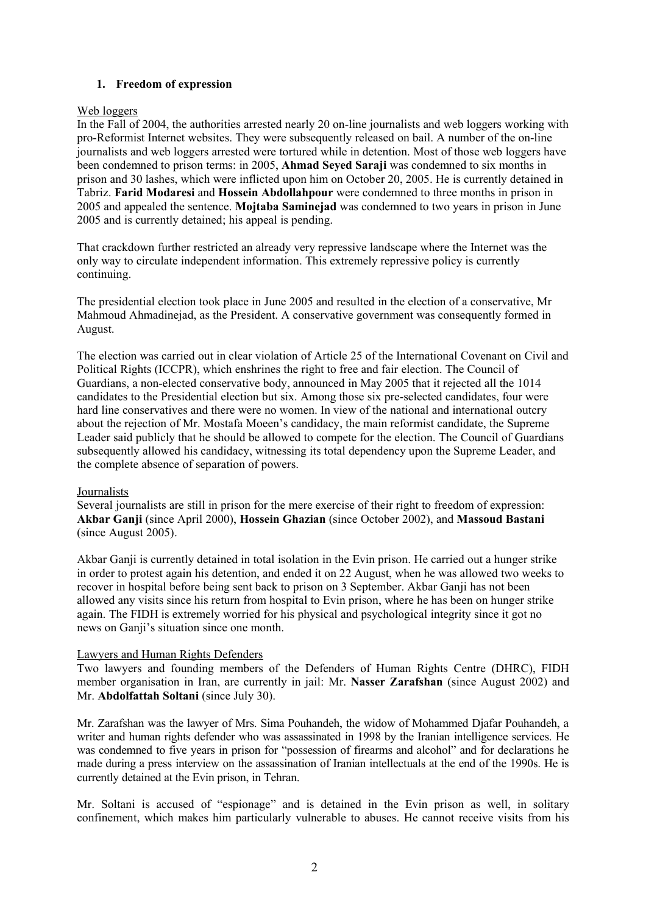### 1. Freedom of expression

Web loggers

In the Fall of 2004, the authorities arrested nearly 20 on-line journalists and web loggers working with pro-Reformist Internet websites. They were subsequently released on bail. A number of the on-line journalists and web loggers arrested were tortured while in detention. Most of those web loggers have been condemned to prison terms: in 2005, **Ahmad Seyed Saraji** was condemned to six months in prison and 30 lashes, which were inflicted upon him on October 20, 2005. He is currently detained in Tabriz. **Farid Modaresi** and **Hossein Abdollahpour** were condemned to three months in prison in 2005 and appealed the sentence. **Mojtaba Saminejad** was condemned to two years in prison in June 2005 and is currently detained; his appeal is pending.

That crackdown further restricted an already very repressive landscape where the Internet was the only way to circulate independent information. This extremely repressive policy is currently continuing.

The presidential election took place in June 2005 and resulted in the election of a conservative, Mr Mahmoud Ahmadinejad, as the President. A conservative government was consequently formed in August.

The election was carried out in clear violation of Article 25 of the International Covenant on Civil and Political Rights (ICCPR), which enshrines the right to free and fair election. The Council of Guardians, a non-elected conservative body, announced in May 2005 that it rejected all the 1014 candidates to the Presidential election but six. Among those six pre-selected candidates, four were hard line conservatives and there were no women. In view of the national and international outcry about the rejection of Mr. Mostafa Moeen's candidacy, the main reformist candidate, the Supreme Leader said publicly that he should be allowed to compete for the election. The Council of Guardians subsequently allowed his candidacy, witnessing its total dependency upon the Supreme Leader, and the complete absence of separation of powers.

Journalists

Several journalists are still in prison for the mere exercise of their right to freedom of expression: **Akbar Ganji** (since April 2000), **Hossein Ghazian** (since October 2002), and **Massoud Bastani** (since August 2005).

Akbar Ganji is currently detained in total isolation in the Evin prison. He carried out a hunger strike in order to protest again his detention, and ended it on 22 August, when he was allowed two weeks to recover in hospital before being sent back to prison on 3 September. Akbar Ganji has not been allowed any visits since his return from hospital to Evin prison, where he has been on hunger strike again. The FIDH is extremely worried for his physical and psychological integrity since it got no news on Ganji's situation since one month.

Lawyers and Human Rights Defenders

Two lawyers and founding members of the Defenders of Human Rights Centre (DHRC), FIDH member organisation in Iran, are currently in jail: Mr. **Nasser Zarafshan** (since August 2002) and Mr. **Abdolfattah Soltani** (since July 30).

Mr. Zarafshan was the lawyer of Mrs. Sima Pouhandeh, the widow of Mohammed Djafar Pouhandeh, a writer and human rights defender who was assassinated in 1998 by the Iranian intelligence services. He was condemned to five years in prison for "possession of firearms and alcohol" and for declarations he made during a press interview on the assassination of Iranian intellectuals at the end of the 1990s. He is currently detained at the Evin prison, in Tehran.

Mr. Soltani is accused of "espionage" and is detained in the Evin prison as well, in solitary confinement, which makes him particularly vulnerable to abuses. He cannot receive visits from his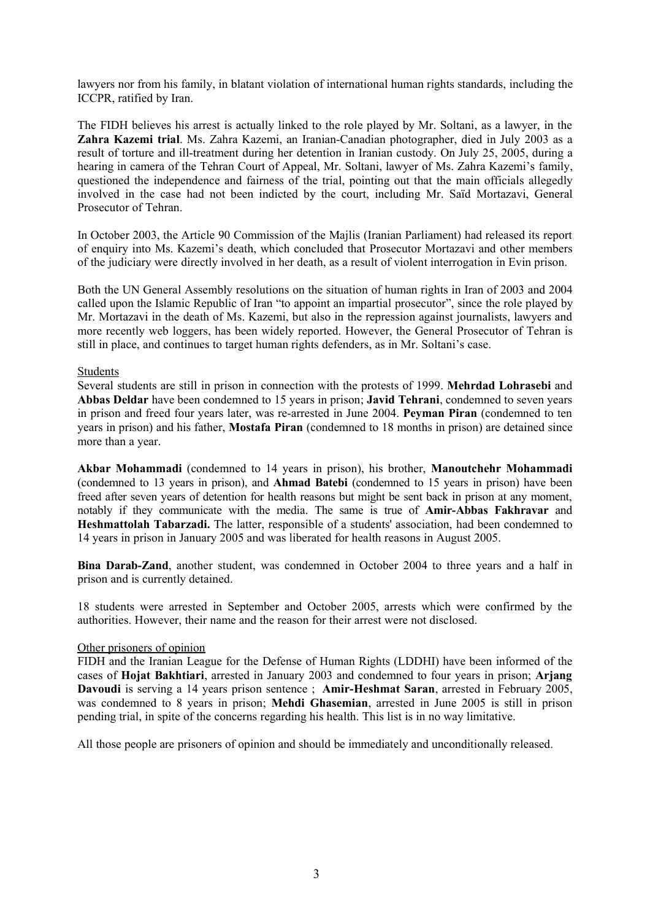lawyers nor from his family, in blatant violation of international human rights standards, including the ICCPR, ratified by Iran.

The FIDH believes his arrest is actually linked to the role played by Mr. Soltani, as a lawyer, in the **Zahra Kazemi trial**. Ms. Zahra Kazemi, an Iranian-Canadian photographer, died in July 2003 as a result of torture and ill-treatment during her detention in Iranian custody. On July 25, 2005, during a hearing in camera of the Tehran Court of Appeal, Mr. Soltani, lawyer of Ms. Zahra Kazemi's family, questioned the independence and fairness of the trial, pointing out that the main officials allegedly involved in the case had not been indicted by the court, including Mr. Saïd Mortazavi, General Prosecutor of Tehran.

In October 2003, the Article 90 Commission of the Majlis (Iranian Parliament) had released its report of enquiry into Ms. Kazemi's death, which concluded that Prosecutor Mortazavi and other members of the judiciary were directly involved in her death, as a result of violent interrogation in Evin prison.

Both the UN General Assembly resolutions on the situation of human rights in Iran of 2003 and 2004 called upon the Islamic Republic of Iran "to appoint an impartial prosecutor", since the role played by Mr. Mortazavi in the death of Ms. Kazemi, but also in the repression against journalists, lawyers and more recently web loggers, has been widely reported. However, the General Prosecutor of Tehran is still in place, and continues to target human rights defenders, as in Mr. Soltani's case.

Students

Several students are still in prison in connection with the protests of 1999. **Mehrdad Lohrasebi** and **Abbas Deldar** have been condemned to 15 years in prison; **Javid Tehrani**, condemned to seven years in prison and freed four years later, was re-arrested in June 2004. **Peyman Piran** (condemned to ten years in prison) and his father, **Mostafa Piran** (condemned to 18 months in prison) are detained since more than a year.

**Akbar Mohammadi** (condemned to 14 years in prison), his brother, **Manoutchehr Mohammadi** (condemned to 13 years in prison), and **Ahmad Batebi** (condemned to 15 years in prison) have been freed after seven years of detention for health reasons but might be sent back in prison at any moment, notably if they communicate with the media. The same is true of **Amir-Abbas Fakhravar** and **Heshmattolah Tabarzadi.** The latter, responsible of a students' association, had been condemned to 14 years in prison in January 2005 and was liberated for health reasons in August 2005.

**Bina Darab-Zand**, another student, was condemned in October 2004 to three years and a half in prison and is currently detained.

18 students were arrested in September and October 2005, arrests which were confirmed by the authorities. However, their name and the reason for their arrest were not disclosed.

Other prisoners of opinion

FIDH and the Iranian League for the Defense of Human Rights (LDDHI) have been informed of the cases of **Hojat Bakhtiari**, arrested in January 2003 and condemned to four years in prison; **Arjang Davoudi** is serving a 14 years prison sentence ; **Amir-Heshmat Saran**, arrested in February 2005, was condemned to 8 years in prison; **Mehdi Ghasemian**, arrested in June 2005 is still in prison pending trial, in spite of the concerns regarding his health. This list is in no way limitative.

All those people are prisoners of opinion and should be immediately and unconditionally released.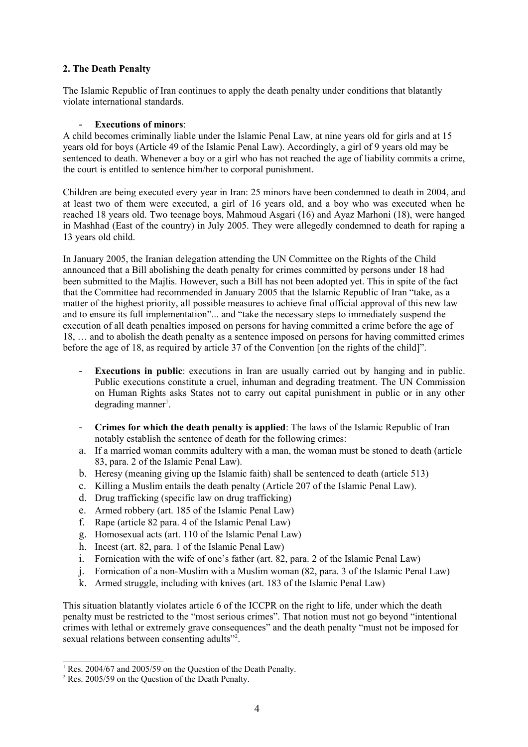## 2. The Death Penalty

The Islamic Republic of Iran continues to apply the death penalty under conditions that blatantly violate international standards.

- **Executions of minors**:

A child becomes criminally liable under the Islamic Penal Law, at nine years old for girls and at 15 years old for boys (Article 49 of the Islamic Penal Law). Accordingly, a girl of 9 years old may be sentenced to death. Whenever a boy or a girl who has not reached the age of liability commits a crime, the court is entitled to sentence him/her to corporal punishment.

Children are being executed every year in Iran: 25 minors have been condemned to death in 2004, and at least two of them were executed, a girl of 16 years old, and a boy who was executed when he reached 18 years old. Two teenage boys, Mahmoud Asgari (16) and Ayaz Marhoni (18), were hanged in Mashhad (East of the country) in July 2005. They were allegedly condemned to death for raping a 13 years old child.

In January 2005, the Iranian delegation attending the UN Committee on the Rights of the Child announced that a Bill abolishing the death penalty for crimes committed by persons under 18 had been submitted to the Majlis. However, such a Bill has not been adopted yet. This in spite of the fact that the Committee had recommended in January 2005 that the Islamic Republic of Iran "take, as a matter of the highest priority, all possible measures to achieve final official approval of this new law and to ensure its full implementation"... and "take the necessary steps to immediately suspend the execution of all death penalties imposed on persons for having committed a crime before the age of 18, … and to abolish the death penalty as a sentence imposed on persons for having committed crimes before the age of 18, as required by article 37 of the Convention [on the rights of the child]".

- **Executions in public**: executions in Iran are usually carried out by hanging and in public. Public executions constitute a cruel, inhuman and degrading treatment. The UN Commission on Human Rights asks States not to carry out capital punishment in public or in any other degrading manner[1].

- **Crimes for which the death penalty is applied**: The laws of the Islamic Republic of Iran notably establish the sentence of death for the following crimes:

a. If a married woman commits adultery with a man, the woman must be stoned to death (article 83, para. 2 of the Islamic Penal Law).
b. Heresy (meaning giving up the Islamic faith) shall be sentenced to death (article 513)
c. Killing a Muslim entails the death penalty (Article 207 of the Islamic Penal Law).
d. Drug trafficking (specific law on drug trafficking)
e. Armed robbery (art. 185 of the Islamic Penal Law)
f. Rape (article 82 para. 4 of the Islamic Penal Law)
g. Homosexual acts (art. 110 of the Islamic Penal Law)
h. Incest (art. 82, para. 1 of the Islamic Penal Law)
i. Fornication with the wife of one's father (art. 82, para. 2 of the Islamic Penal Law)
j. Fornication of a non-Muslim with a Muslim woman (82, para. 3 of the Islamic Penal Law)
k. Armed struggle, including with knives (art. 183 of the Islamic Penal Law)

This situation blatantly violates article 6 of the ICCPR on the right to life, under which the death penalty must be restricted to the "most serious crimes". That notion must not go beyond "intentional crimes with lethal or extremely grave consequences" and the death penalty "must not be imposed for sexual relations between consenting adults"[2].

---

[1] Res. 2004/67 and 2005/59 on the Question of the Death Penalty.

[2] Res. 2005/59 on the Question of the Death Penalty.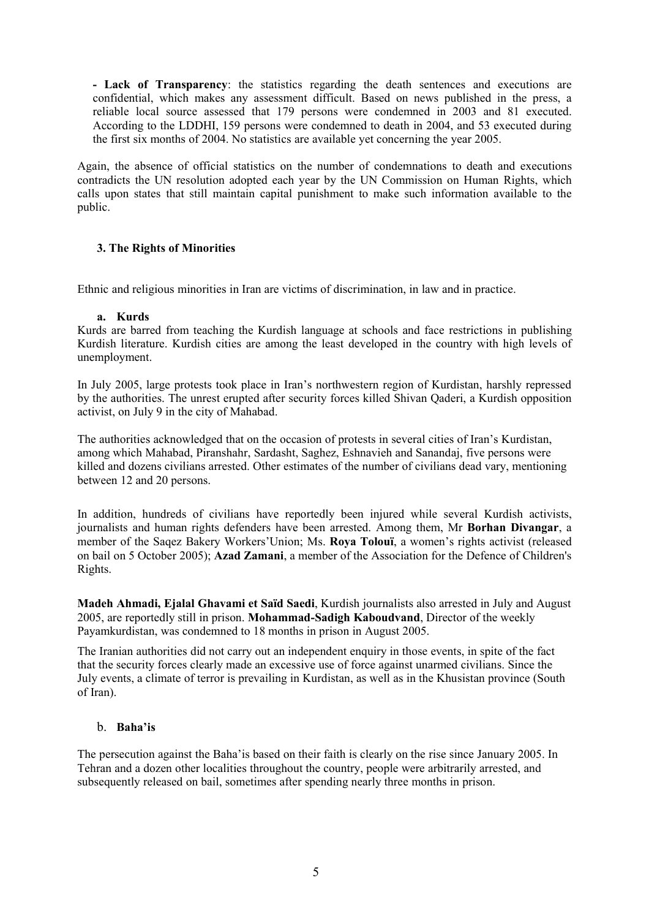**- Lack of Transparency**: the statistics regarding the death sentences and executions are confidential, which makes any assessment difficult. Based on news published in the press, a reliable local source assessed that 179 persons were condemned in 2003 and 81 executed. According to the LDDHI, 159 persons were condemned to death in 2004, and 53 executed during the first six months of 2004. No statistics are available yet concerning the year 2005.

Again, the absence of official statistics on the number of condemnations to death and executions contradicts the UN resolution adopted each year by the UN Commission on Human Rights, which calls upon states that still maintain capital punishment to make such information available to the public.

### 3. The Rights of Minorities

Ethnic and religious minorities in Iran are victims of discrimination, in law and in practice.

#### a. Kurds

Kurds are barred from teaching the Kurdish language at schools and face restrictions in publishing Kurdish literature. Kurdish cities are among the least developed in the country with high levels of unemployment.

In July 2005, large protests took place in Iran's northwestern region of Kurdistan, harshly repressed by the authorities. The unrest erupted after security forces killed Shivan Qaderi, a Kurdish opposition activist, on July 9 in the city of Mahabad.

The authorities acknowledged that on the occasion of protests in several cities of Iran's Kurdistan, among which Mahabad, Piranshahr, Sardasht, Saghez, Eshnavieh and Sanandaj, five persons were killed and dozens civilians arrested. Other estimates of the number of civilians dead vary, mentioning between 12 and 20 persons.

In addition, hundreds of civilians have reportedly been injured while several Kurdish activists, journalists and human rights defenders have been arrested. Among them, Mr **Borhan Divangar**, a member of the Saqez Bakery Workers'Union; Ms. **Roya Tolouï**, a women's rights activist (released on bail on 5 October 2005); **Azad Zamani**, a member of the Association for the Defence of Children's Rights.

**Madeh Ahmadi, Ejalal Ghavami et Saïd Saedi**, Kurdish journalists also arrested in July and August 2005, are reportedly still in prison. **Mohammad-Sadigh Kaboudvand**, Director of the weekly Payamkurdistan, was condemned to 18 months in prison in August 2005.

The Iranian authorities did not carry out an independent enquiry in those events, in spite of the fact that the security forces clearly made an excessive use of force against unarmed civilians. Since the July events, a climate of terror is prevailing in Kurdistan, as well as in the Khusistan province (South of Iran).

#### b. Baha'is

The persecution against the Baha'is based on their faith is clearly on the rise since January 2005. In Tehran and a dozen other localities throughout the country, people were arbitrarily arrested, and subsequently released on bail, sometimes after spending nearly three months in prison.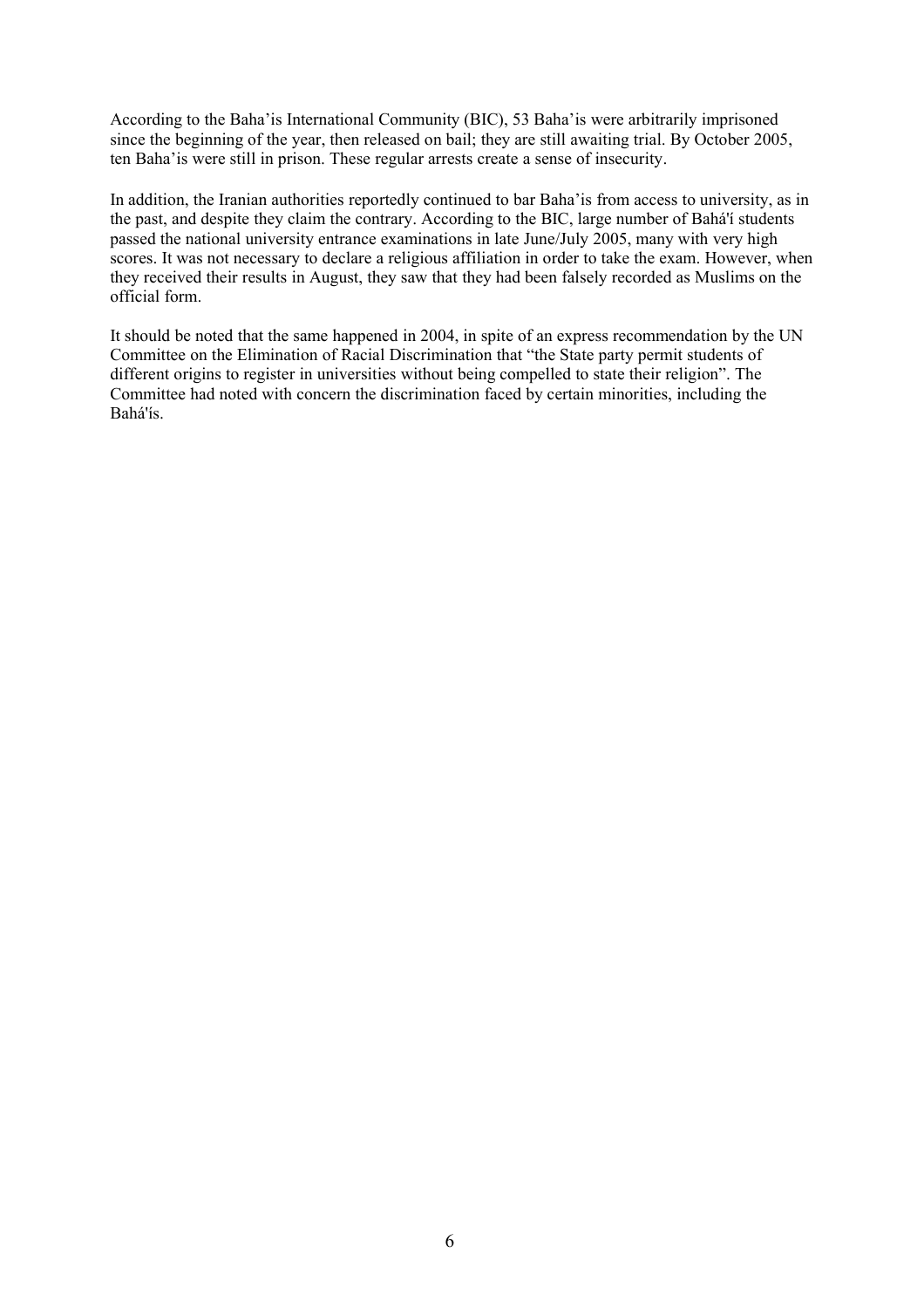According to the Baha'is International Community (BIC), 53 Baha'is were arbitrarily imprisoned since the beginning of the year, then released on bail; they are still awaiting trial. By October 2005, ten Baha'is were still in prison. These regular arrests create a sense of insecurity.

In addition, the Iranian authorities reportedly continued to bar Baha'is from access to university, as in the past, and despite they claim the contrary. According to the BIC, large number of Bahá'í students passed the national university entrance examinations in late June/July 2005, many with very high scores. It was not necessary to declare a religious affiliation in order to take the exam. However, when they received their results in August, they saw that they had been falsely recorded as Muslims on the official form.

It should be noted that the same happened in 2004, in spite of an express recommendation by the UN Committee on the Elimination of Racial Discrimination that "the State party permit students of different origins to register in universities without being compelled to state their religion". The Committee had noted with concern the discrimination faced by certain minorities, including the Bahá'ís.